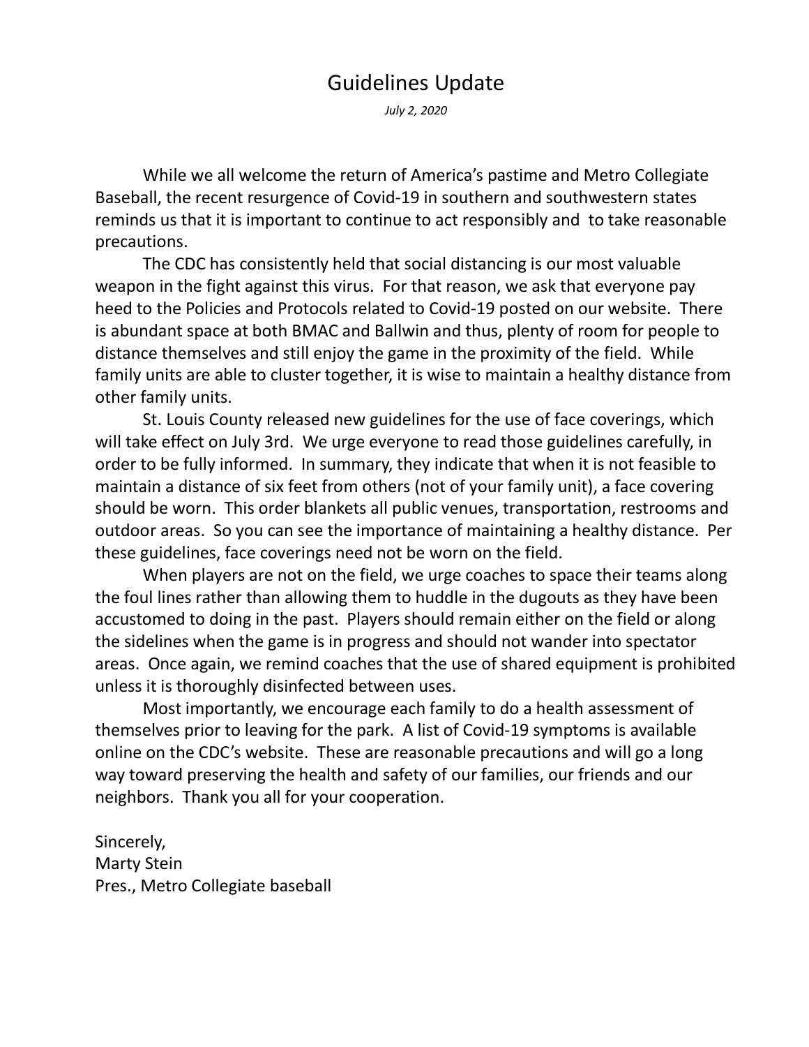# Guidelines Update

*July 2, 2020*

While we all welcome the return of America's pastime and Metro Collegiate Baseball, the recent resurgence of Covid-19 in southern and southwestern states reminds us that it is important to continue to act responsibly and to take reasonable precautions.

The CDC has consistently held that social distancing is our most valuable weapon in the fight against this virus. For that reason, we ask that everyone pay heed to the Policies and Protocols related to Covid-19 posted on our website. There is abundant space at both BMAC and Ballwin and thus, plenty of room for people to distance themselves and still enjoy the game in the proximity of the field. While family units are able to cluster together, it is wise to maintain a healthy distance from other family units.

St. Louis County released new guidelines for the use of face coverings, which will take effect on July 3rd. We urge everyone to read those guidelines carefully, in order to be fully informed. In summary, they indicate that when it is not feasible to maintain a distance of six feet from others (not of your family unit), a face covering should be worn. This order blankets all public venues, transportation, restrooms and outdoor areas. So you can see the importance of maintaining a healthy distance. Per these guidelines, face coverings need not be worn on the field.

When players are not on the field, we urge coaches to space their teams along the foul lines rather than allowing them to huddle in the dugouts as they have been accustomed to doing in the past. Players should remain either on the field or along the sidelines when the game is in progress and should not wander into spectator areas. Once again, we remind coaches that the use of shared equipment is prohibited unless it is thoroughly disinfected between uses.

Most importantly, we encourage each family to do a health assessment of themselves prior to leaving for the park. A list of Covid-19 symptoms is available online on the CDC's website. These are reasonable precautions and will go a long way toward preserving the health and safety of our families, our friends and our neighbors. Thank you all for your cooperation.

Sincerely,
Marty Stein
Pres., Metro Collegiate baseball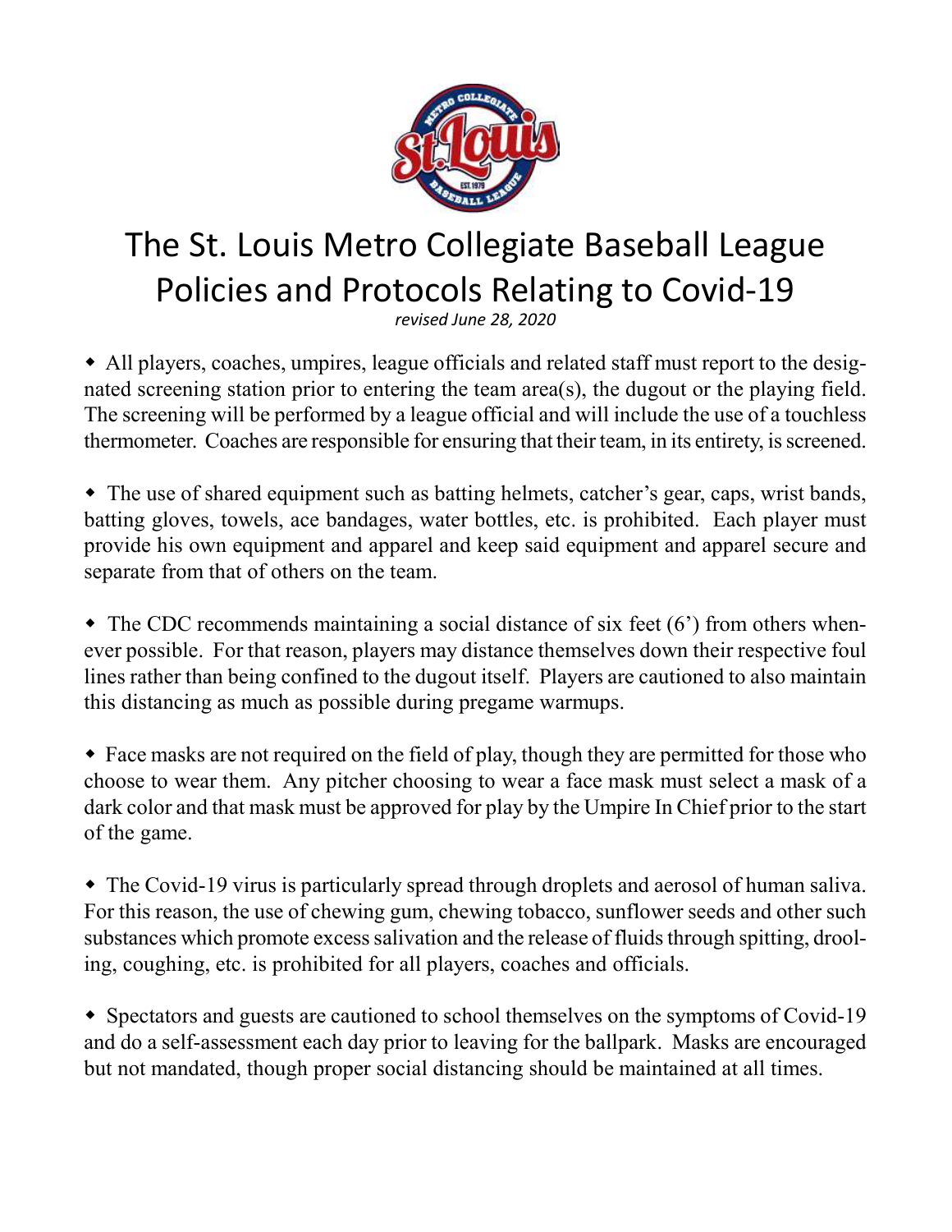# The St. Louis Metro Collegiate Baseball League Policies and Protocols Relating to Covid-19

*revised June 28, 2020*

- All players, coaches, umpires, league officials and related staff must report to the designated screening station prior to entering the team area(s), the dugout or the playing field. The screening will be performed by a league official and will include the use of a touchless thermometer. Coaches are responsible for ensuring that their team, in its entirety, is screened.

- The use of shared equipment such as batting helmets, catcher's gear, caps, wrist bands, batting gloves, towels, ace bandages, water bottles, etc. is prohibited. Each player must provide his own equipment and apparel and keep said equipment and apparel secure and separate from that of others on the team.

- The CDC recommends maintaining a social distance of six feet (6') from others whenever possible. For that reason, players may distance themselves down their respective foul lines rather than being confined to the dugout itself. Players are cautioned to also maintain this distancing as much as possible during pregame warmups.

- Face masks are not required on the field of play, though they are permitted for those who choose to wear them. Any pitcher choosing to wear a face mask must select a mask of a dark color and that mask must be approved for play by the Umpire In Chief prior to the start of the game.

- The Covid-19 virus is particularly spread through droplets and aerosol of human saliva. For this reason, the use of chewing gum, chewing tobacco, sunflower seeds and other such substances which promote excess salivation and the release of fluids through spitting, drooling, coughing, etc. is prohibited for all players, coaches and officials.

- Spectators and guests are cautioned to school themselves on the symptoms of Covid-19 and do a self-assessment each day prior to leaving for the ballpark. Masks are encouraged but not mandated, though proper social distancing should be maintained at all times.